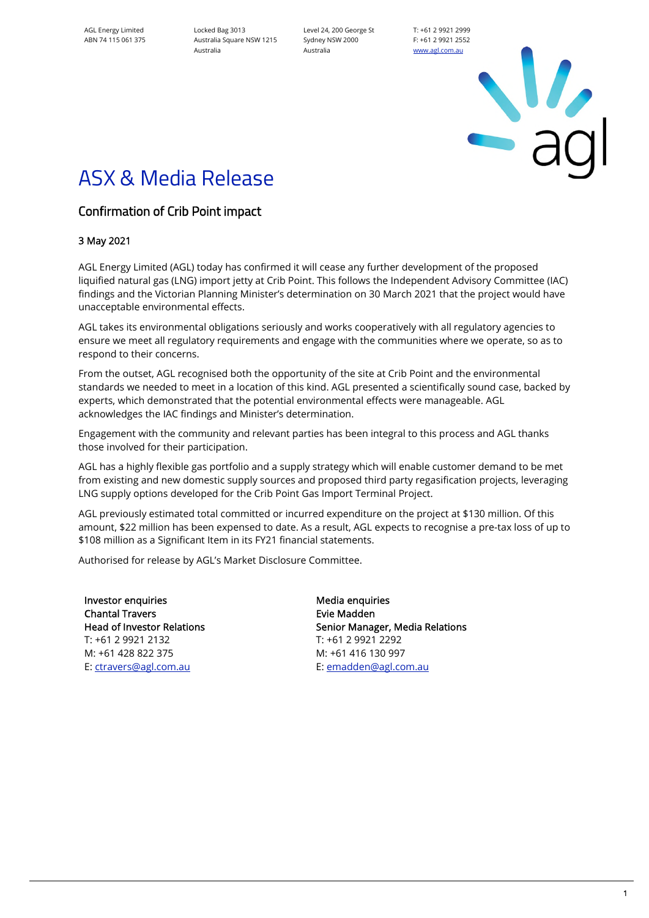AGL Energy Limited
ABN 74 115 061 375

Locked Bag 3013
Australia Square NSW 1215
Australia

Level 24, 200 George St
Sydney NSW 2000
Australia

T: +61 2 9921 2999
F: +61 2 9921 2552
www.agl.com.au

# ASX & Media Release

## Confirmation of Crib Point impact

3 May 2021

AGL Energy Limited (AGL) today has confirmed it will cease any further development of the proposed liquified natural gas (LNG) import jetty at Crib Point. This follows the Independent Advisory Committee (IAC) findings and the Victorian Planning Minister's determination on 30 March 2021 that the project would have unacceptable environmental effects.

AGL takes its environmental obligations seriously and works cooperatively with all regulatory agencies to ensure we meet all regulatory requirements and engage with the communities where we operate, so as to respond to their concerns.

From the outset, AGL recognised both the opportunity of the site at Crib Point and the environmental standards we needed to meet in a location of this kind. AGL presented a scientifically sound case, backed by experts, which demonstrated that the potential environmental effects were manageable. AGL acknowledges the IAC findings and Minister's determination.

Engagement with the community and relevant parties has been integral to this process and AGL thanks those involved for their participation.

AGL has a highly flexible gas portfolio and a supply strategy which will enable customer demand to be met from existing and new domestic supply sources and proposed third party regasification projects, leveraging LNG supply options developed for the Crib Point Gas Import Terminal Project.

AGL previously estimated total committed or incurred expenditure on the project at $130 million. Of this amount, $22 million has been expensed to date. As a result, AGL expects to recognise a pre-tax loss of up to $108 million as a Significant Item in its FY21 financial statements.

Authorised for release by AGL's Market Disclosure Committee.

**Investor enquiries**
Chantal Travers
Head of Investor Relations
T: +61 2 9921 2132
M: +61 428 822 375
E: ctravers@agl.com.au

**Media enquiries**
Evie Madden
Senior Manager, Media Relations
T: +61 2 9921 2292
M: +61 416 130 997
E: emadden@agl.com.au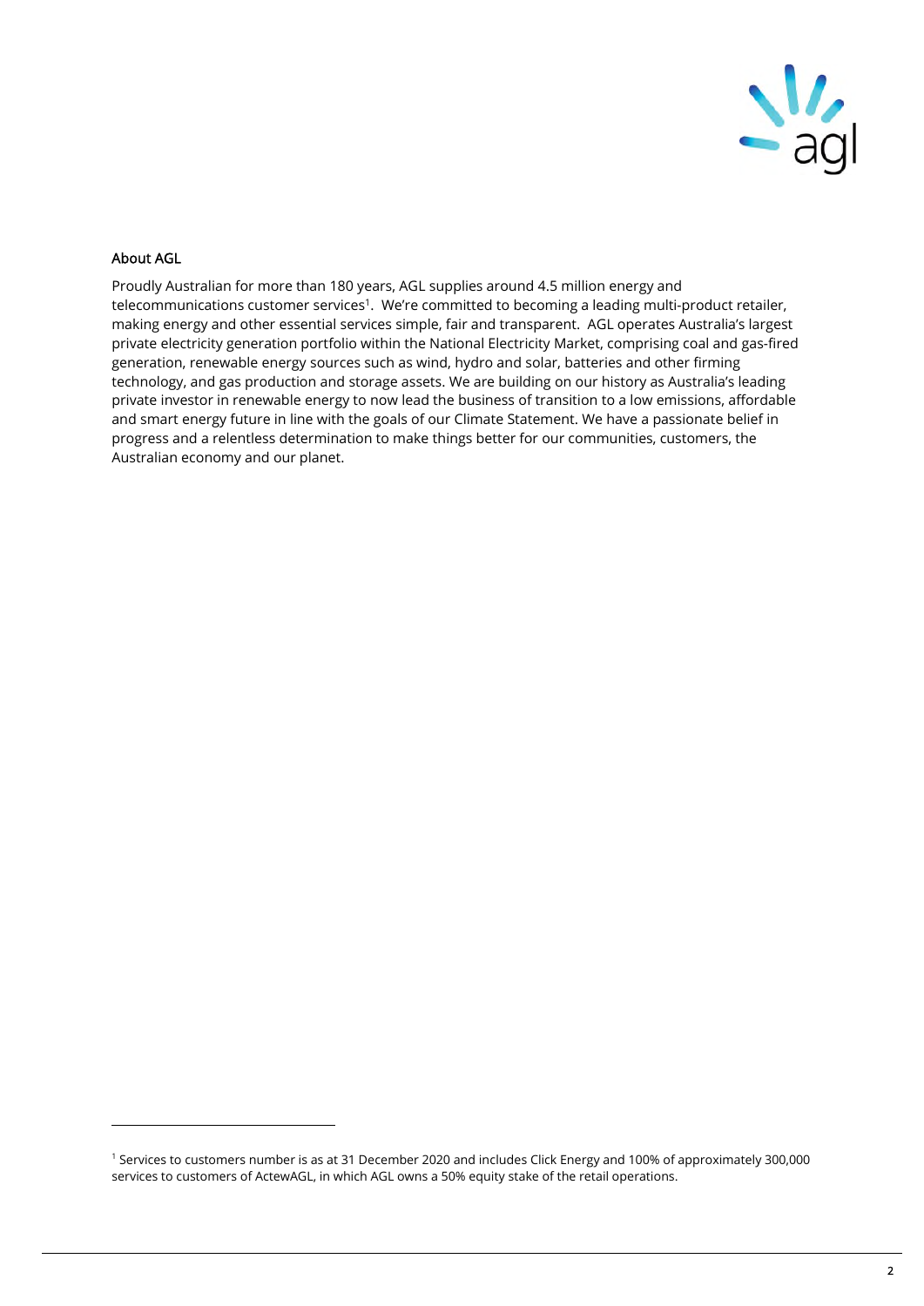## About AGL

Proudly Australian for more than 180 years, AGL supplies around 4.5 million energy and telecommunications customer services[1]. We're committed to becoming a leading multi-product retailer, making energy and other essential services simple, fair and transparent. AGL operates Australia's largest private electricity generation portfolio within the National Electricity Market, comprising coal and gas-fired generation, renewable energy sources such as wind, hydro and solar, batteries and other firming technology, and gas production and storage assets. We are building on our history as Australia's leading private investor in renewable energy to now lead the business of transition to a low emissions, affordable and smart energy future in line with the goals of our Climate Statement. We have a passionate belief in progress and a relentless determination to make things better for our communities, customers, the Australian economy and our planet.

[1] Services to customers number is as at 31 December 2020 and includes Click Energy and 100% of approximately 300,000 services to customers of ActewAGL, in which AGL owns a 50% equity stake of the retail operations.